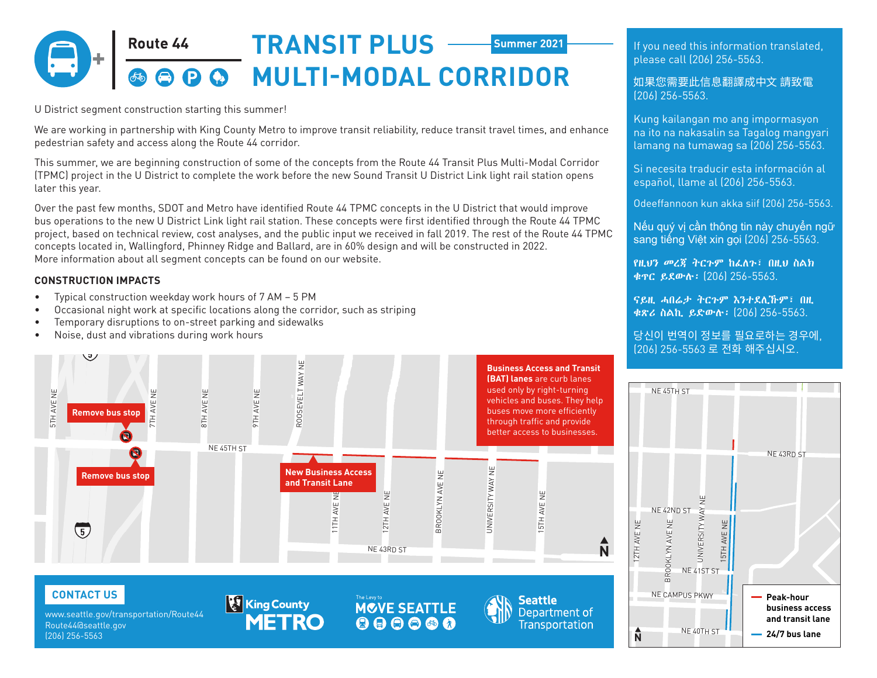# Route 44 TRANSIT PLUS MULTI-MODAL CORRIDOR

**Summer 2021**

U District segment construction starting this summer!

We are working in partnership with King County Metro to improve transit reliability, reduce transit travel times, and enhance pedestrian safety and access along the Route 44 corridor.

This summer, we are beginning construction of some of the concepts from the Route 44 Transit Plus Multi-Modal Corridor (TPMC) project in the U District to complete the work before the new Sound Transit U District Link light rail station opens later this year.

Over the past few months, SDOT and Metro have identified Route 44 TPMC concepts in the U District that would improve bus operations to the new U District Link light rail station. These concepts were first identified through the Route 44 TPMC project, based on technical review, cost analyses, and the public input we received in fall 2019. The rest of the Route 44 TPMC concepts located in, Wallingford, Phinney Ridge and Ballard, are in 60% design and will be constructed in 2022. More information about all segment concepts can be found on our website.

## CONSTRUCTION IMPACTS

- Typical construction weekday work hours of 7 AM – 5 PM
- Occasional night work at specific locations along the corridor, such as striping
- Temporary disruptions to on-street parking and sidewalks
- Noise, dust and vibrations during work hours

If you need this information translated, please call (206) 256-5563.

如果您需要此信息翻譯成中文 請致電 (206) 256-5563.

Kung kailangan mo ang impormasyon na ito na nakasalin sa Tagalog mangyari lamang na tumawag sa (206) 256-5563.

Si necesita traducir esta información al español, llame al (206) 256-5563.

Odeeffannoon kun akka siif (206) 256-5563.

Nếu quý vị cần thông tin này chuyển ngữ sang tiếng Việt xin gọi (206) 256-5563.

የዚህን መረጃ ትርጉም ከፈለጉ፣ በዚህ ስልክ ቁጥር ይደውሉ፡ (206) 256-5563.

ናይዚ ሓበሬታ ትርጉም እንተደሊኹም፣ በዚ ቁጽሪ ስልኪ ይድውሉ፡ (206) 256-5563.

당신이 번역이 정보를 필요로하는 경우에, (206) 256-5563 로 전화 해주십시오.

Remove bus stop

Remove bus stop

New Business Access and Transit Lane

**Business Access and Transit (BAT) lanes** are curb lanes used only by right-turning vehicles and buses. They help buses move more efficiently through traffic and provide better access to businesses.

5TH AVE NE
7TH AVE NE
8TH AVE NE
9TH AVE NE
ROOSEVELT WAY NE
NE 45TH ST
11TH AVE NE
12TH AVE NE
BROOKLYN AVE NE
UNIVERSITY WAY NE
15TH AVE NE
NE 43RD ST
5
N

NE 45TH ST
NE 43RD ST
NE 42ND ST
12TH AVE NE
BROOKLYN AVE NE
UNIVERSITY WAY NE
15TH AVE NE
NE 41ST ST
NE CAMPUS PKWY
NE 40TH ST
N

**Peak-hour business access and transit lane**

**24/7 bus lane**

## CONTACT US

www.seattle.gov/transportation/Route44
Route44@seattle.gov
(206) 256-5563

King County METRO

The Levy to MOVE SEATTLE

Seattle Department of Transportation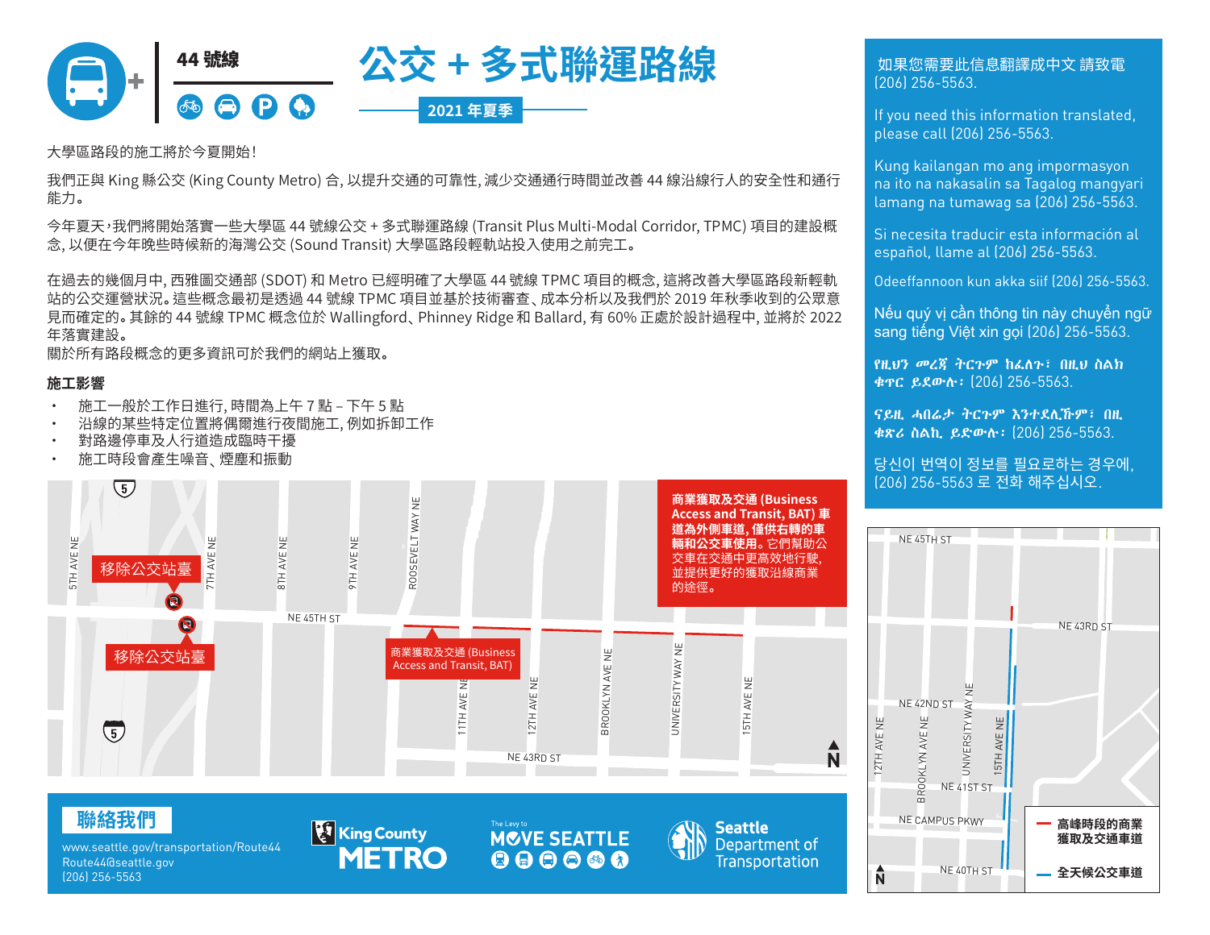# 44 號線

# 公交 + 多式聯運路線

**2021 年夏季**

大學區路段的施工將於今夏開始！

我們正與 King 縣公交 (King County Metro) 合, 以提升公交的可靠性, 減少交通通行時間並改善 44 線沿線行人的安全性和通行能力。

今年夏天，我們將開始落實一些大學區 44 號線公交 + 多式聯運路線 (Transit Plus Multi-Modal Corridor, TPMC) 項目的建設概念, 以便在今年晚些時候新的海灣公交 (Sound Transit) 大學區路段輕軌站投入使用之前完工。

在過去的幾個月中, 西雅圖交通部 (SDOT) 和 Metro 已經明確了大學區 44 號線 TPMC 項目的概念, 這將改善大學區路段新輕軌站的公交運營狀況。這些概念最初是透過 44 號線 TPMC 項目並基於技術審查、成本分析以及我們於 2019 年秋季收到的公眾意見而確定的。其餘的 44 號線 TPMC 概念位於 Wallingford、Phinney Ridge 和 Ballard, 有 60% 正處於設計過程中, 並將於 2022 年落實建設。
關於所有路段概念的更多資訊可於我們的網站上獲取。

### 施工影響

- 施工一般於工作日進行, 時間為上午 7 點 – 下午 5 點
- 沿線的某些特定位置將偶爾進行夜間施工, 例如拆卸工作
- 對路邊停車及人行道造成臨時干擾
- 施工時段會產生噪音、煙塵和振動

5TH AVE NE
7TH AVE NE
8TH AVE NE
9TH AVE NE
ROOSEVELT WAY NE
NE 45TH ST
11TH AVE NE
12TH AVE NE
BROOKLYN AVE NE
UNIVERSITY WAY NE
15TH AVE NE
NE 43RD ST
移除公交站臺
移除公交站臺
商業獲取及交通 (Business Access and Transit, BAT)
5
N

**商業獲取及交通 (Business Access and Transit, BAT) 車道為外側車道, 僅供右轉的車輛和公交車使用。**它們幫助公交車在交通中更高效地行駛, 並提供更好的獲取沿線商業的途徑。

如果您需要此信息翻譯成中文 請致電 (206) 256-5563.

If you need this information translated, please call (206) 256-5563.

Kung kailangan mo ang impormasyon na ito na nakasalin sa Tagalog mangyari lamang na tumawag sa (206) 256-5563.

Si necesita traducir esta información al español, llame al (206) 256-5563.

Odeeffannoon kun akka siif (206) 256-5563.

Nếu quý vị cần thông tin này chuyển ngữ sang tiếng Việt xin gọi (206) 256-5563.

የዚህን መረጃ ትርጉም ከፈለጉ፣ በዚህ ስልክ ቁጥር ይደውሉ፡ (206) 256-5563.

ናይዚ ሓበሬታ ትርጉም እንተደሊኹም፣ በዚ ቁጽሪ ስልኪ ይድውሉ፡ (206) 256-5563.

당신이 번역이 정보를 필요로하는 경우에, (206) 256-5563 로 전화 해주십시오.

NE 45TH ST
NE 43RD ST
NE 42ND ST
12TH AVE NE
BROOKLYN AVE NE
UNIVERSITY WAY NE
15TH AVE NE
NE 41ST ST
NE CAMPUS PKWY
NE 40TH ST
N

高峰時段的商業獲取及交通車道
全天候公交車道

## 聯絡我們

www.seattle.gov/transportation/Route44
Route44@seattle.gov
(206) 256-5563

King County METRO

The Levy to MOVE SEATTLE

Seattle Department of Transportation